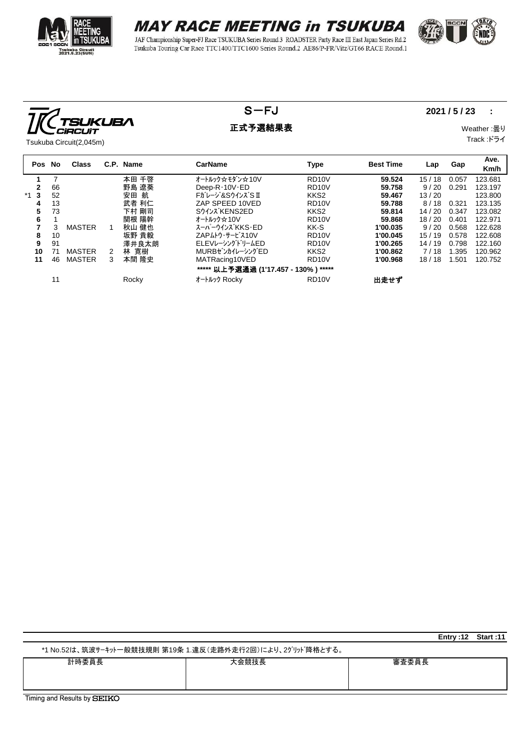# MAY RACE MEETING in TSUKUBA

JAF Championship Super-FJ Race TSUKUBA Series Round.3 ROADSTER Party Race III East Japan Series Rd.2
Tsukuba Touring Car Race TTC1400/TTC1600 Series Round.2 AE86/P-FR/Vitz/GT66 RACE Round.1

Tsukuba Circuit(2,045m)

## S－FJ

## 正式予選結果表

2021 / 5 / 23 :

Weather :曇り
Track :ドライ

| | Pos | No | Class | C.P. | Name | CarName | Type | Best Time | Lap | Gap | Ave. Km/h |
|---|---|---|---|---|---|---|---|---|---|---|---|
| | 1 | 7 | | | 本田 千啓 | ｵｰﾄﾙｯｸ☆ﾓﾀﾞﾝ☆10V | RD10V | 59.524 | 15 / 18 | 0.057 | 123.681 |
| | 2 | 66 | | | 野島 遼葵 | Deep-R･10V･ED | RD10V | 59.758 | 9 / 20 | 0.291 | 123.197 |
| *1 | 3 | 52 | | | 安田 航 | Fｶﾞﾚｰｼﾞ&SｳｲﾝｽﾞSⅡ | KKS2 | 59.467 | 13 / 20 | | 123.800 |
| | 4 | 13 | | | 武者 利仁 | ZAP SPEED 10VED | RD10V | 59.788 | 8 / 18 | 0.321 | 123.135 |
| | 5 | 73 | | | 下村 剛司 | SｳｲﾝｽﾞKENS2ED | KKS2 | 59.814 | 14 / 20 | 0.347 | 123.082 |
| | 6 | 1 | | | 関根 陽幹 | ｵｰﾄﾙｯｸ☆10V | RD10V | 59.868 | 18 / 20 | 0.401 | 122.971 |
| | 7 | 3 | MASTER | 1 | 秋山 健也 | ｽｰﾊﾟｰｳｲﾝｽﾞKKS･ED | KK-S | 1'00.035 | 9 / 20 | 0.568 | 122.628 |
| | 8 | 10 | | | 坂野 貴毅 | ZAPﾑﾄｳ･ｻｰﾋﾞｽ10V | RD10V | 1'00.045 | 15 / 19 | 0.578 | 122.608 |
| | 9 | 91 | | | 澤井良太朗 | ELEVﾚｰｼﾝｸﾞﾄﾞﾘｰﾑED | RD10V | 1'00.265 | 14 / 19 | 0.798 | 122.160 |
| | 10 | 71 | MASTER | 2 | 林 寛樹 | MURBｾﾞﾝｶｲﾚｰｼﾝｸﾞED | KKS2 | 1'00.862 | 7 / 18 | 1.395 | 120.962 |
| | 11 | 46 | MASTER | 3 | 本間 隆史 | MATRacing10VED | RD10V | 1'00.968 | 18 / 18 | 1.501 | 120.752 |
| | | | | | | ***** 以上予選通過 (1'17.457 - 130% ) ***** | | | | | |
| | | 11 | | | Rocky | ｵｰﾄﾙｯｸ Rocky | RD10V | 出走せず | | | |

Entry :12 Start :11

*1 No.52は、筑波ｻｰｷｯﾄ一般競技規則 第19条 1.違反（走路外走行2回）により、2ｸﾞﾘｯﾄﾞ降格とする。

| 計時委員長 | 大会競技長 | 審査委員長 |
|---|---|---|
| | | |

Timing and Results by SEIKO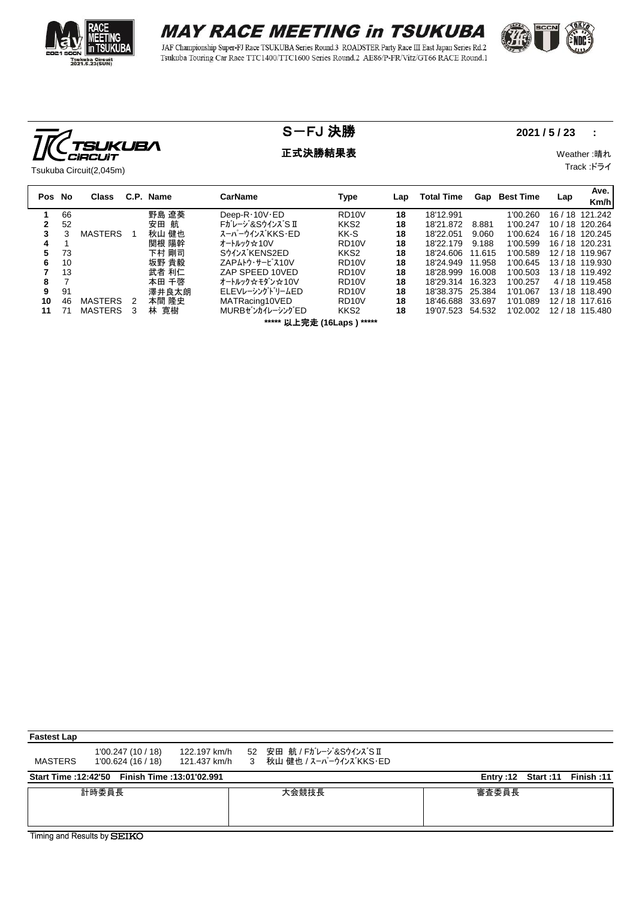# MAY RACE MEETING in TSUKUBA

JAF Championship Super-FJ Race TSUKUBA Series Round.3 ROADSTER Party Race III East Japan Series Rd.2
Tsukuba Touring Car Race TTC1400/TTC1600 Series Round.2 AE86/P-FR/Vitz/GT66 RACE Round.1

Tsukuba Circuit(2,045m)

## S－FJ 決勝

**正式決勝結果表**

**2021 / 5 / 23 :**

Weather :晴れ
Track :ドライ

| Pos | No | Class | C.P. | Name | CarName | Type | Lap | Total Time | Gap | Best Time | Lap | Ave. Km/h |
|---|---|---|---|---|---|---|---|---|---|---|---|---|
| 1 | 66 | | | 野島 遼葵 | Deep-R･10V･ED | RD10V | 18 | 18'12.991 | | 1'00.260 | 16 / 18 | 121.242 |
| 2 | 52 | | | 安田 航 | Fｶﾞﾚｰｼﾞ&Sｳｲﾝｽﾞ S Ⅱ | KKS2 | 18 | 18'21.872 | 8.881 | 1'00.247 | 10 / 18 | 120.264 |
| 3 | 3 | MASTERS | 1 | 秋山 健也 | ｽｰﾊﾟｰｳｲﾝｽﾞKKS･ED | KK-S | 18 | 18'22.051 | 9.060 | 1'00.624 | 16 / 18 | 120.245 |
| 4 | 1 | | | 関根 陽幹 | ｵｰﾄﾙｯｸ☆10V | RD10V | 18 | 18'22.179 | 9.188 | 1'00.599 | 16 / 18 | 120.231 |
| 5 | 73 | | | 下村 剛司 | Sｳｲﾝｽﾞ KENS2ED | KKS2 | 18 | 18'24.606 | 11.615 | 1'00.589 | 12 / 18 | 119.967 |
| 6 | 10 | | | 坂野 貴毅 | ZAPﾑﾄｳ･ｻｰﾋﾞｽ10V | RD10V | 18 | 18'24.949 | 11.958 | 1'00.645 | 13 / 18 | 119.930 |
| 7 | 13 | | | 武者 利仁 | ZAP SPEED 10VED | RD10V | 18 | 18'28.999 | 16.008 | 1'00.503 | 13 / 18 | 119.492 |
| 8 | 7 | | | 本田 千啓 | ｵｰﾄﾙｯｸ☆ﾓﾀﾞﾝ☆10V | RD10V | 18 | 18'29.314 | 16.323 | 1'00.257 | 4 / 18 | 119.458 |
| 9 | 91 | | | 澤井良太朗 | ELEVﾚｰｼﾝｸﾞﾄﾞﾘｰﾑED | RD10V | 18 | 18'38.375 | 25.384 | 1'01.067 | 13 / 18 | 118.490 |
| 10 | 46 | MASTERS | 2 | 本間 隆史 | MATRacing10VED | RD10V | 18 | 18'46.688 | 33.697 | 1'01.089 | 12 / 18 | 117.616 |
| 11 | 71 | MASTERS | 3 | 林 寛樹 | MURBｾﾞﾝｶｲﾚｰｼﾝｸﾞED | KKS2 | 18 | 19'07.523 | 54.532 | 1'02.002 | 12 / 18 | 115.480 |

***** 以上完走 (16Laps ) *****

**Fastest Lap**

| | | | | |
|---|---|---|---|---|
| | 1'00.247 (10 / 18) | 122.197 km/h | 52 | 安田 航 / Fｶﾞﾚｰｼﾞ&Sｳｲﾝｽﾞ S Ⅱ |
| MASTERS | 1'00.624 (16 / 18) | 121.437 km/h | 3 | 秋山 健也 / ｽｰﾊﾟｰｳｲﾝｽﾞKKS･ED |

**Start Time :12:42'50 Finish Time :13:01'02.991**

**Entry :12 Start :11 Finish :11**

| 計時委員長 | 大会競技長 | 審査委員長 |
|---|---|---|
| | | |

Timing and Results by SEIKO